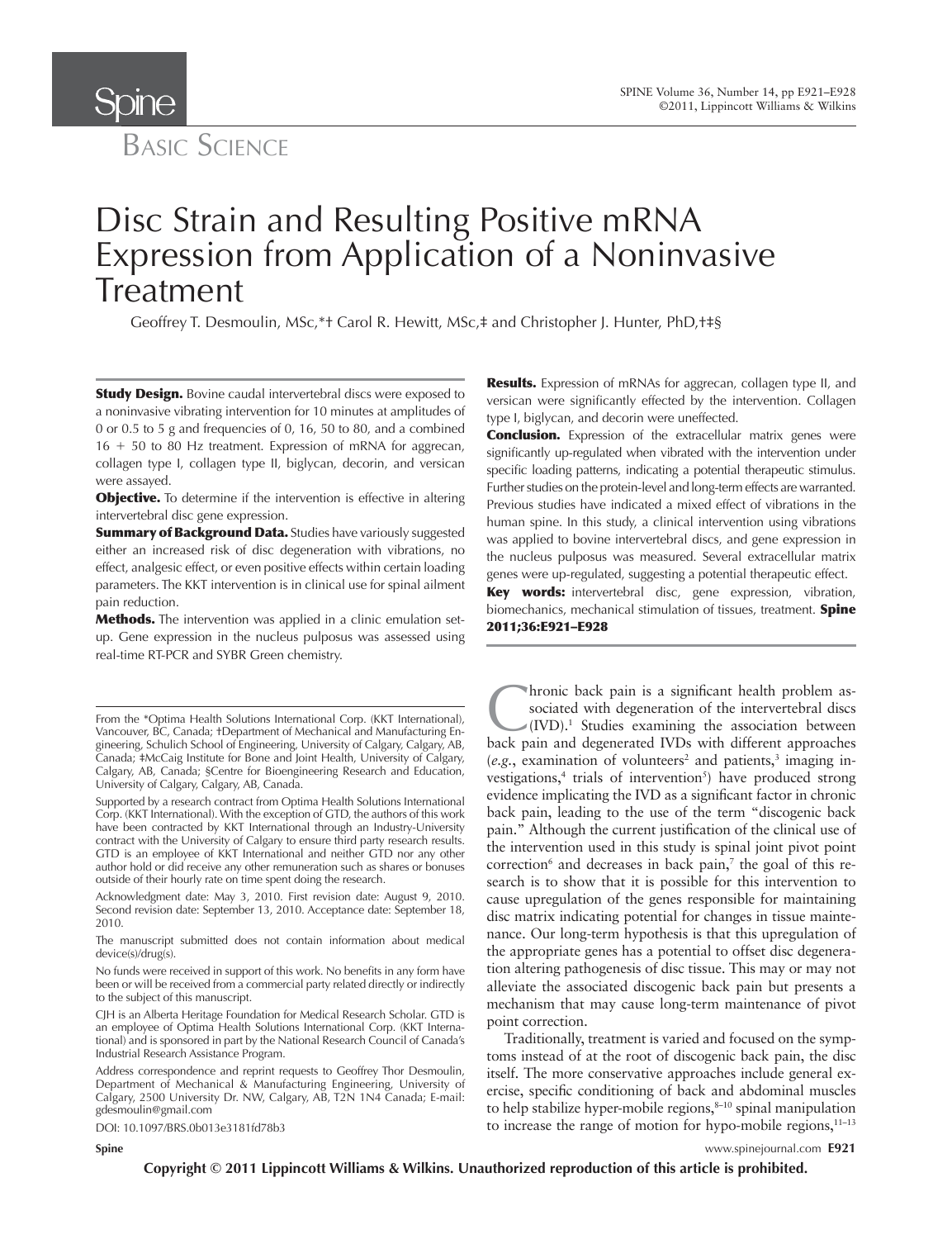Basic Science

# Disc Strain and Resulting Positive mRNA Expression from Application of a Noninvasive Treatment

Geoffrey T. Desmoulin, MSc,*† Carol R. Hewitt, MSc,‡ and Christopher J. Hunter, PhD,†‡§

**Study Design.** Bovine caudal intervertebral discs were exposed to a noninvasive vibrating intervention for 10 minutes at amplitudes of 0 or 0.5 to 5 g and frequencies of 0, 16, 50 to 80, and a combined 16 + 50 to 80 Hz treatment. Expression of mRNA for aggrecan, collagen type I, collagen type II, biglycan, decorin, and versican were assayed.

**Objective.** To determine if the intervention is effective in altering intervertebral disc gene expression.

**Summary of Background Data.** Studies have variously suggested either an increased risk of disc degeneration with vibrations, no effect, analgesic effect, or even positive effects within certain loading parameters. The KKT intervention is in clinical use for spinal ailment pain reduction.

**Methods.** The intervention was applied in a clinic emulation setup. Gene expression in the nucleus pulposus was assessed using real-time RT-PCR and SYBR Green chemistry.

**Results.** Expression of mRNAs for aggrecan, collagen type II, and versican were significantly effected by the intervention. Collagen type I, biglycan, and decorin were uneffected.

**Conclusion.** Expression of the extracellular matrix genes were significantly up-regulated when vibrated with the intervention under specific loading patterns, indicating a potential therapeutic stimulus. Further studies on the protein-level and long-term effects are warranted. Previous studies have indicated a mixed effect of vibrations in the human spine. In this study, a clinical intervention using vibrations was applied to bovine intervertebral discs, and gene expression in the nucleus pulposus was measured. Several extracellular matrix genes were up-regulated, suggesting a potential therapeutic effect.

**Key words:** intervertebral disc, gene expression, vibration, biomechanics, mechanical stimulation of tissues, treatment. **Spine 2011;36:E921–E928**

From the *Optima Health Solutions International Corp. (KKT International), Vancouver, BC, Canada; †Department of Mechanical and Manufacturing Engineering, Schulich School of Engineering, University of Calgary, Calgary, AB, Canada; ‡McCaig Institute for Bone and Joint Health, University of Calgary, Calgary, AB, Canada; §Centre for Bioengineering Research and Education, University of Calgary, Calgary, AB, Canada.

Supported by a research contract from Optima Health Solutions International Corp. (KKT International). With the exception of GTD, the authors of this work have been contracted by KKT International through an Industry-University contract with the University of Calgary to ensure third party research results. GTD is an employee of KKT International and neither GTD nor any other author hold or did receive any other remuneration such as shares or bonuses outside of their hourly rate on time spent doing the research.

Acknowledgment date: May 3, 2010. First revision date: August 9, 2010. Second revision date: September 13, 2010. Acceptance date: September 18, 2010.

The manuscript submitted does not contain information about medical device(s)/drug(s).

No funds were received in support of this work. No benefits in any form have been or will be received from a commercial party related directly or indirectly to the subject of this manuscript.

CJH is an Alberta Heritage Foundation for Medical Research Scholar. GTD is an employee of Optima Health Solutions International Corp. (KKT International) and is sponsored in part by the National Research Council of Canada's Industrial Research Assistance Program.

Address correspondence and reprint requests to Geoffrey Thor Desmoulin, Department of Mechanical & Manufacturing Engineering, University of Calgary, 2500 University Dr. NW, Calgary, AB, T2N 1N4 Canada; E-mail: gdesmoulin@gmail.com

DOI: 10.1097/BRS.0b013e3181fd78b3

Chronic back pain is a significant health problem associated with degeneration of the intervertebral discs (IVD).[1] Studies examining the association between back pain and degenerated IVDs with different approaches (*e.g.*, examination of volunteers[2] and patients,[3] imaging investigations,[4] trials of intervention[5]) have produced strong evidence implicating the IVD as a significant factor in chronic back pain, leading to the use of the term "discogenic back pain." Although the current justification of the clinical use of the intervention used in this study is spinal joint pivot point correction[6] and decreases in back pain,[7] the goal of this research is to show that it is possible for this intervention to cause upregulation of the genes responsible for maintaining disc matrix indicating potential for changes in tissue maintenance. Our long-term hypothesis is that this upregulation of the appropriate genes has a potential to offset disc degeneration altering pathogenesis of disc tissue. This may or may not alleviate the associated discogenic back pain but presents a mechanism that may cause long-term maintenance of pivot point correction.

Traditionally, treatment is varied and focused on the symptoms instead of at the root of discogenic back pain, the disc itself. The more conservative approaches include general exercise, specific conditioning of back and abdominal muscles to help stabilize hyper-mobile regions,[8–10] spinal manipulation to increase the range of motion for hypo-mobile regions,[11–13]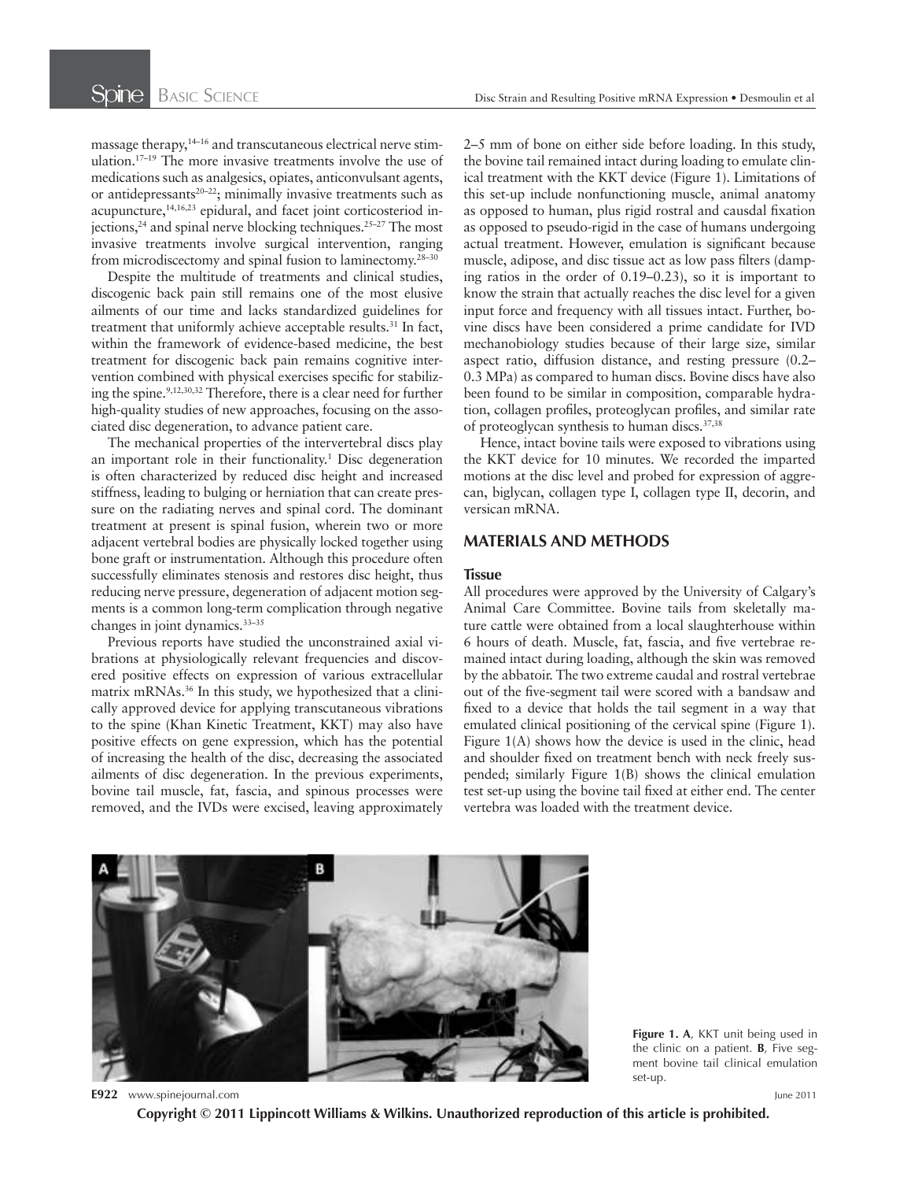massage therapy,[14–16] and transcutaneous electrical nerve stimulation.[17–19] The more invasive treatments involve the use of medications such as analgesics, opiates, anticonvulsant agents, or antidepressants[20–22]; minimally invasive treatments such as acupuncture,[14,16,23] epidural, and facet joint corticosteriod injections,[24] and spinal nerve blocking techniques.[25–27] The most invasive treatments involve surgical intervention, ranging from microdiscectomy and spinal fusion to laminectomy.[28–30]

Despite the multitude of treatments and clinical studies, discogenic back pain still remains one of the most elusive ailments of our time and lacks standardized guidelines for treatment that uniformly achieve acceptable results.[31] In fact, within the framework of evidence-based medicine, the best treatment for discogenic back pain remains cognitive intervention combined with physical exercises specific for stabilizing the spine.[9,12,30,32] Therefore, there is a clear need for further high-quality studies of new approaches, focusing on the associated disc degeneration, to advance patient care.

The mechanical properties of the intervertebral discs play an important role in their functionality.[1] Disc degeneration is often characterized by reduced disc height and increased stiffness, leading to bulging or herniation that can create pressure on the radiating nerves and spinal cord. The dominant treatment at present is spinal fusion, wherein two or more adjacent vertebral bodies are physically locked together using bone graft or instrumentation. Although this procedure often successfully eliminates stenosis and restores disc height, thus reducing nerve pressure, degeneration of adjacent motion segments is a common long-term complication through negative changes in joint dynamics.[33–35]

Previous reports have studied the unconstrained axial vibrations at physiologically relevant frequencies and discovered positive effects on expression of various extracellular matrix mRNAs.[36] In this study, we hypothesized that a clinically approved device for applying transcutaneous vibrations to the spine (Khan Kinetic Treatment, KKT) may also have positive effects on gene expression, which has the potential of increasing the health of the disc, decreasing the associated ailments of disc degeneration. In the previous experiments, bovine tail muscle, fat, fascia, and spinous processes were removed, and the IVDs were excised, leaving approximately 2–5 mm of bone on either side before loading. In this study, the bovine tail remained intact during loading to emulate clinical treatment with the KKT device (Figure 1). Limitations of this set-up include nonfunctioning muscle, animal anatomy as opposed to human, plus rigid rostral and causdal fixation as opposed to pseudo-rigid in the case of humans undergoing actual treatment. However, emulation is significant because muscle, adipose, and disc tissue act as low pass filters (damping ratios in the order of 0.19–0.23), so it is important to know the strain that actually reaches the disc level for a given input force and frequency with all tissues intact. Further, bovine discs have been considered a prime candidate for IVD mechanobiology studies because of their large size, similar aspect ratio, diffusion distance, and resting pressure (0.2–0.3 MPa) as compared to human discs. Bovine discs have also been found to be similar in composition, comparable hydration, collagen profiles, proteoglycan profiles, and similar rate of proteoglycan synthesis to human discs.[37,38]

Hence, intact bovine tails were exposed to vibrations using the KKT device for 10 minutes. We recorded the imparted motions at the disc level and probed for expression of aggrecan, biglycan, collagen type I, collagen type II, decorin, and versican mRNA.

## MATERIALS AND METHODS

### Tissue

All procedures were approved by the University of Calgary's Animal Care Committee. Bovine tails from skeletally mature cattle were obtained from a local slaughterhouse within 6 hours of death. Muscle, fat, fascia, and five vertebrae remained intact during loading, although the skin was removed by the abbatoir. The two extreme caudal and rostral vertebrae out of the five-segment tail were scored with a bandsaw and fixed to a device that holds the tail segment in a way that emulated clinical positioning of the cervical spine (Figure 1). Figure 1(A) shows how the device is used in the clinic, head and shoulder fixed on treatment bench with neck freely suspended; similarly Figure 1(B) shows the clinical emulation test set-up using the bovine tail fixed at either end. The center vertebra was loaded with the treatment device.

**Figure 1. A**, KKT unit being used in the clinic on a patient. **B**, Five segment bovine tail clinical emulation set-up.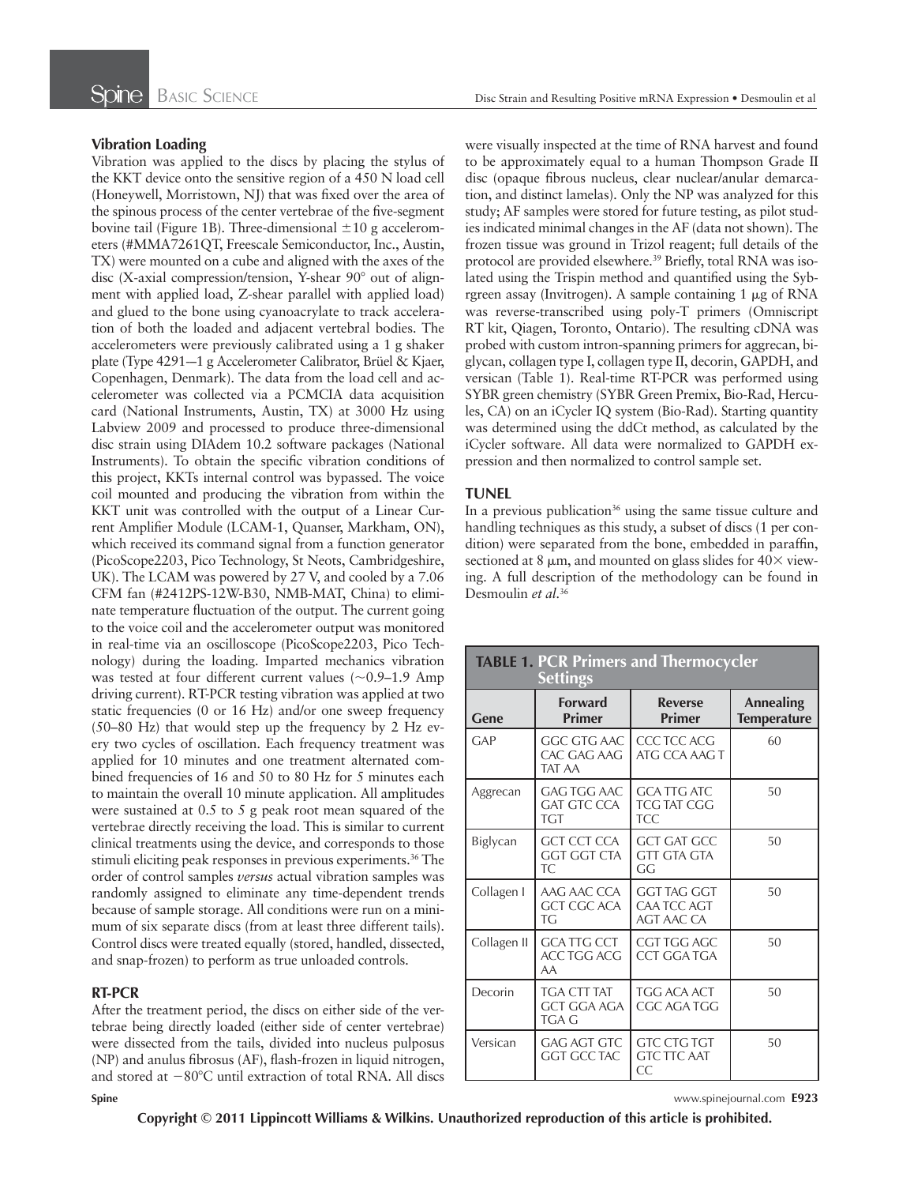### Vibration Loading

Vibration was applied to the discs by placing the stylus of the KKT device onto the sensitive region of a 450 N load cell (Honeywell, Morristown, NJ) that was fixed over the area of the spinous process of the center vertebrae of the five-segment bovine tail (Figure 1B). Three-dimensional ±10 g accelerometers (#MMA7261QT, Freescale Semiconductor, Inc., Austin, TX) were mounted on a cube and aligned with the axes of the disc (X-axial compression/tension, Y-shear 90° out of alignment with applied load, Z-shear parallel with applied load) and glued to the bone using cyanoacrylate to track acceleration of both the loaded and adjacent vertebral bodies. The accelerometers were previously calibrated using a 1 g shaker plate (Type 4291—1 g Accelerometer Calibrator, Brüel & Kjaer, Copenhagen, Denmark). The data from the load cell and accelerometer was collected via a PCMCIA data acquisition card (National Instruments, Austin, TX) at 3000 Hz using Labview 2009 and processed to produce three-dimensional disc strain using DIAdem 10.2 software packages (National Instruments). To obtain the specific vibration conditions of this project, KKTs internal control was bypassed. The voice coil mounted and producing the vibration from within the KKT unit was controlled with the output of a Linear Current Amplifier Module (LCAM-1, Quanser, Markham, ON), which received its command signal from a function generator (PicoScope2203, Pico Technology, St Neots, Cambridgeshire, UK). The LCAM was powered by 27 V, and cooled by a 7.06 CFM fan (#2412PS-12W-B30, NMB-MAT, China) to eliminate temperature fluctuation of the output. The current going to the voice coil and the accelerometer output was monitored in real-time via an oscilloscope (PicoScope2203, Pico Technology) during the loading. Imparted mechanics vibration was tested at four different current values (~0.9–1.9 Amp driving current). RT-PCR testing vibration was applied at two static frequencies (0 or 16 Hz) and/or one sweep frequency (50–80 Hz) that would step up the frequency by 2 Hz every two cycles of oscillation. Each frequency treatment was applied for 10 minutes and one treatment alternated combined frequencies of 16 and 50 to 80 Hz for 5 minutes each to maintain the overall 10 minute application. All amplitudes were sustained at 0.5 to 5 g peak root mean squared of the vertebrae directly receiving the load. This is similar to current clinical treatments using the device, and corresponds to those stimuli eliciting peak responses in previous experiments.[36] The order of control samples *versus* actual vibration samples was randomly assigned to eliminate any time-dependent trends because of sample storage. All conditions were run on a minimum of six separate discs (from at least three different tails). Control discs were treated equally (stored, handled, dissected, and snap-frozen) to perform as true unloaded controls.

### RT-PCR

After the treatment period, the discs on either side of the vertebrae being directly loaded (either side of center vertebrae) were dissected from the tails, divided into nucleus pulposus (NP) and anulus fibrosus (AF), flash-frozen in liquid nitrogen, and stored at −80°C until extraction of total RNA. All discs were visually inspected at the time of RNA harvest and found to be approximately equal to a human Thompson Grade II disc (opaque fibrous nucleus, clear nuclear/anular demarcation, and distinct lamelas). Only the NP was analyzed for this study; AF samples were stored for future testing, as pilot studies indicated minimal changes in the AF (data not shown). The frozen tissue was ground in Trizol reagent; full details of the protocol are provided elsewhere.[39] Briefly, total RNA was isolated using the Trispin method and quantified using the Sybrgreen assay (Invitrogen). A sample containing 1 μg of RNA was reverse-transcribed using poly-T primers (Omniscript RT kit, Qiagen, Toronto, Ontario). The resulting cDNA was probed with custom intron-spanning primers for aggrecan, biglycan, collagen type I, collagen type II, decorin, GAPDH, and versican (Table 1). Real-time RT-PCR was performed using SYBR green chemistry (SYBR Green Premix, Bio-Rad, Hercules, CA) on an iCycler IQ system (Bio-Rad). Starting quantity was determined using the ddCt method, as calculated by the iCycler software. All data were normalized to GAPDH expression and then normalized to control sample set.

### TUNEL

In a previous publication[36] using the same tissue culture and handling techniques as this study, a subset of discs (1 per condition) were separated from the bone, embedded in paraffin, sectioned at 8 μm, and mounted on glass slides for 40× viewing. A full description of the methodology can be found in Desmoulin *et al.*[36]

**TABLE 1. PCR Primers and Thermocycler Settings**

| Gene | Forward Primer | Reverse Primer | Annealing Temperature |
|---|---|---|---|
| GAP | GGC GTG AAC CAC GAG AAG TAT AA | CCC TCC ACG ATG CCA AAG T | 60 |
| Aggrecan | GAG TGG AAC GAT GTC CCA TGT | GCA TTG ATC TCG TAT CGG TCC | 50 |
| Biglycan | GCT CCT CCA GGT GGT CTA TC | GCT GAT GCC GTT GTA GTA GG | 50 |
| Collagen I | AAG AAC CCA GCT CGC ACA TG | GGT TAG GGT CAA TCC AGT AGT AAC CA | 50 |
| Collagen II | GCA TTG CCT ACC TGG ACG AA | CGT TGG AGC CCT GGA TGA | 50 |
| Decorin | TGA CTT TAT GCT GGA AGA TGA G | TGG ACA ACT CGC AGA TGG | 50 |
| Versican | GAG AGT GTC GGT GCC TAC | GTC CTG TGT GTC TTC AAT CC | 50 |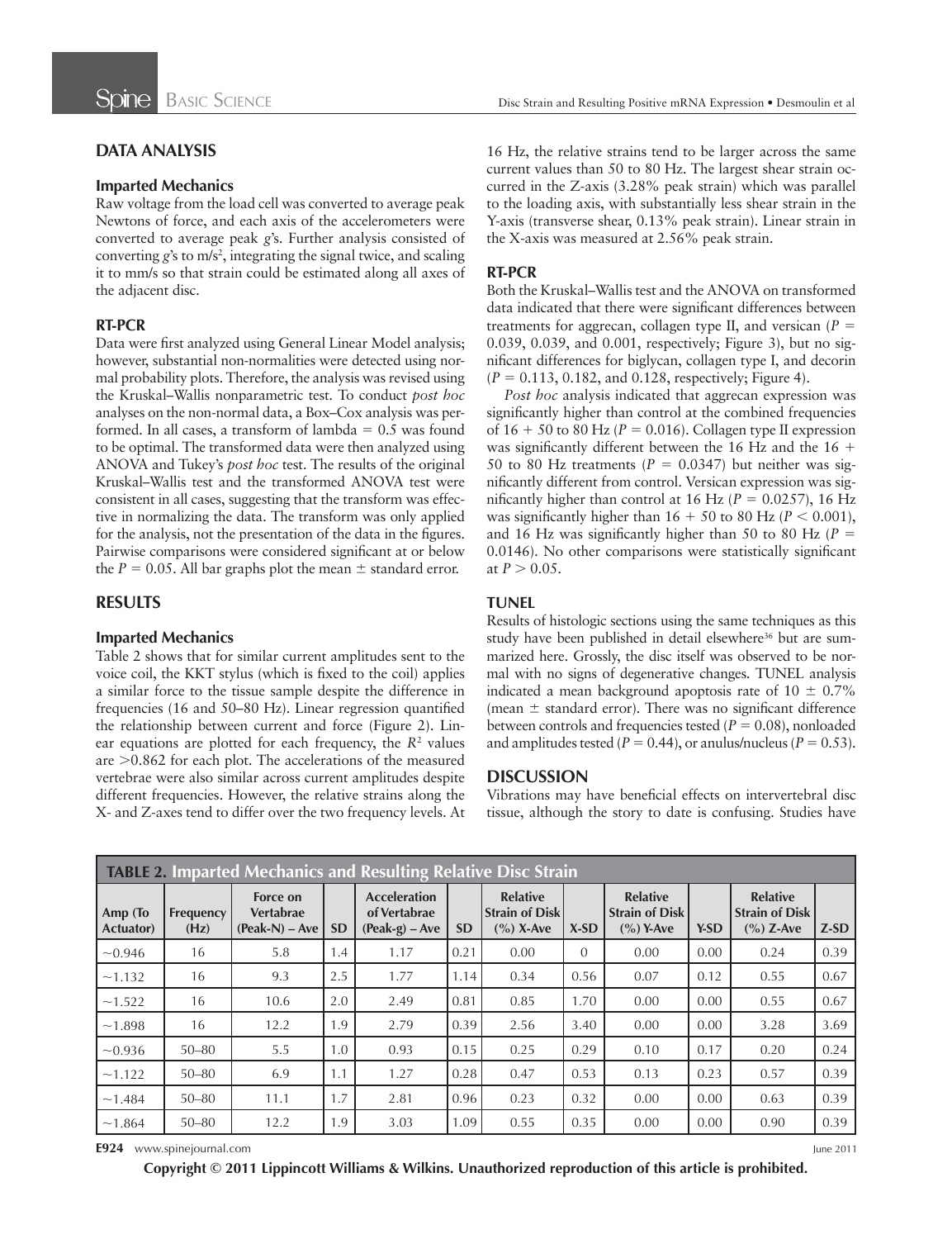## DATA ANALYSIS

### Imparted Mechanics

Raw voltage from the load cell was converted to average peak Newtons of force, and each axis of the accelerometers were converted to average peak *g*'s. Further analysis consisted of converting *g*'s to m/s$^2$, integrating the signal twice, and scaling it to mm/s so that strain could be estimated along all axes of the adjacent disc.

### RT-PCR

Data were first analyzed using General Linear Model analysis; however, substantial non-normalities were detected using normal probability plots. Therefore, the analysis was revised using the Kruskal–Wallis nonparametric test. To conduct *post hoc* analyses on the non-normal data, a Box–Cox analysis was performed. In all cases, a transform of lambda = 0.5 was found to be optimal. The transformed data were then analyzed using ANOVA and Tukey's *post hoc* test. The results of the original Kruskal–Wallis test and the transformed ANOVA test were consistent in all cases, suggesting that the transform was effective in normalizing the data. The transform was only applied for the analysis, not the presentation of the data in the figures. Pairwise comparisons were considered significant at or below the $P = 0.05$. All bar graphs plot the mean ± standard error.

## RESULTS

### Imparted Mechanics

Table 2 shows that for similar current amplitudes sent to the voice coil, the KKT stylus (which is fixed to the coil) applies a similar force to the tissue sample despite the difference in frequencies (16 and 50–80 Hz). Linear regression quantified the relationship between current and force (Figure 2). Linear equations are plotted for each frequency, the $R^2$ values are >0.862 for each plot. The accelerations of the measured vertebrae were also similar across current amplitudes despite different frequencies. However, the relative strains along the X- and Z-axes tend to differ over the two frequency levels. At 16 Hz, the relative strains tend to be larger across the same current values than 50 to 80 Hz. The largest shear strain occurred in the Z-axis (3.28% peak strain) which was parallel to the loading axis, with substantially less shear strain in the Y-axis (transverse shear, 0.13% peak strain). Linear strain in the X-axis was measured at 2.56% peak strain.

### RT-PCR

Both the Kruskal–Wallis test and the ANOVA on transformed data indicated that there were significant differences between treatments for aggrecan, collagen type II, and versican ($P$ = 0.039, 0.039, and 0.001, respectively; Figure 3), but no significant differences for biglycan, collagen type I, and decorin ($P$ = 0.113, 0.182, and 0.128, respectively; Figure 4).

*Post hoc* analysis indicated that aggrecan expression was significantly higher than control at the combined frequencies of 16 + 50 to 80 Hz ($P = 0.016$). Collagen type II expression was significantly different between the 16 Hz and the 16 + 50 to 80 Hz treatments ($P = 0.0347$) but neither was significantly different from control. Versican expression was significantly higher than control at 16 Hz ($P = 0.0257$), 16 Hz was significantly higher than 16 + 50 to 80 Hz ($P < 0.001$), and 16 Hz was significantly higher than 50 to 80 Hz ($P = 0.0146$). No other comparisons were statistically significant at $P > 0.05$.

### TUNEL

Results of histologic sections using the same techniques as this study have been published in detail elsewhere[36] but are summarized here. Grossly, the disc itself was observed to be normal with no signs of degenerative changes. TUNEL analysis indicated a mean background apoptosis rate of 10 ± 0.7% (mean ± standard error). There was no significant difference between controls and frequencies tested ($P = 0.08$), nonloaded and amplitudes tested ($P = 0.44$), or anulus/nucleus ($P = 0.53$).

## DISCUSSION

Vibrations may have beneficial effects on intervertebral disc tissue, although the story to date is confusing. Studies have

**TABLE 2. Imparted Mechanics and Resulting Relative Disc Strain**

| Amp (To Actuator) | Frequency (Hz) | Force on Vertabrae (Peak-N) – Ave | SD | Acceleration of Vertabrae (Peak-g) – Ave | SD | Relative Strain of Disc (%) X-Ave | X-SD | Relative Strain of Disc (%) Y-Ave | Y-SD | Relative Strain of Disc (%) Z-Ave | Z-SD |
|---|---|---|---|---|---|---|---|---|---|---|---|
| ~0.946 | 16 | 5.8 | 1.4 | 1.17 | 0.21 | 0.00 | 0 | 0.00 | 0.00 | 0.24 | 0.39 |
| ~1.132 | 16 | 9.3 | 2.5 | 1.77 | 1.14 | 0.34 | 0.56 | 0.07 | 0.12 | 0.55 | 0.67 |
| ~1.522 | 16 | 10.6 | 2.0 | 2.49 | 0.81 | 0.85 | 1.70 | 0.00 | 0.00 | 0.55 | 0.67 |
| ~1.898 | 16 | 12.2 | 1.9 | 2.79 | 0.39 | 2.56 | 3.40 | 0.00 | 0.00 | 3.28 | 3.69 |
| ~0.936 | 50–80 | 5.5 | 1.0 | 0.93 | 0.15 | 0.25 | 0.29 | 0.10 | 0.17 | 0.20 | 0.24 |
| ~1.122 | 50–80 | 6.9 | 1.1 | 1.27 | 0.28 | 0.47 | 0.53 | 0.13 | 0.23 | 0.57 | 0.39 |
| ~1.484 | 50–80 | 11.1 | 1.7 | 2.81 | 0.96 | 0.23 | 0.32 | 0.00 | 0.00 | 0.63 | 0.39 |
| ~1.864 | 50–80 | 12.2 | 1.9 | 3.03 | 1.09 | 0.55 | 0.35 | 0.00 | 0.00 | 0.90 | 0.39 |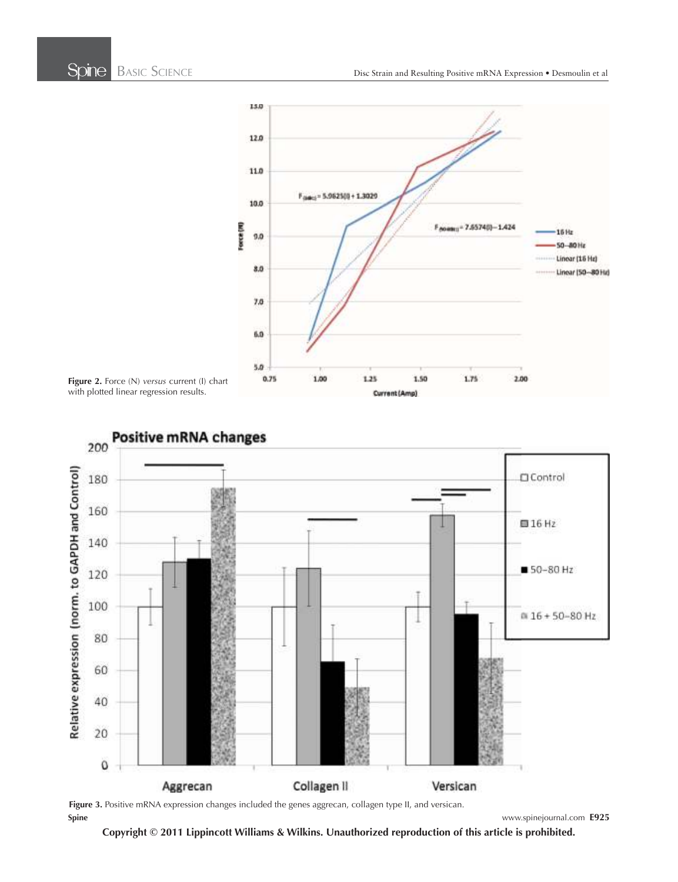**Figure 2.** Force (N) *versus* current (I) chart with plotted linear regression results.

**Figure 3.** Positive mRNA expression changes included the genes aggrecan, collagen type II, and versican.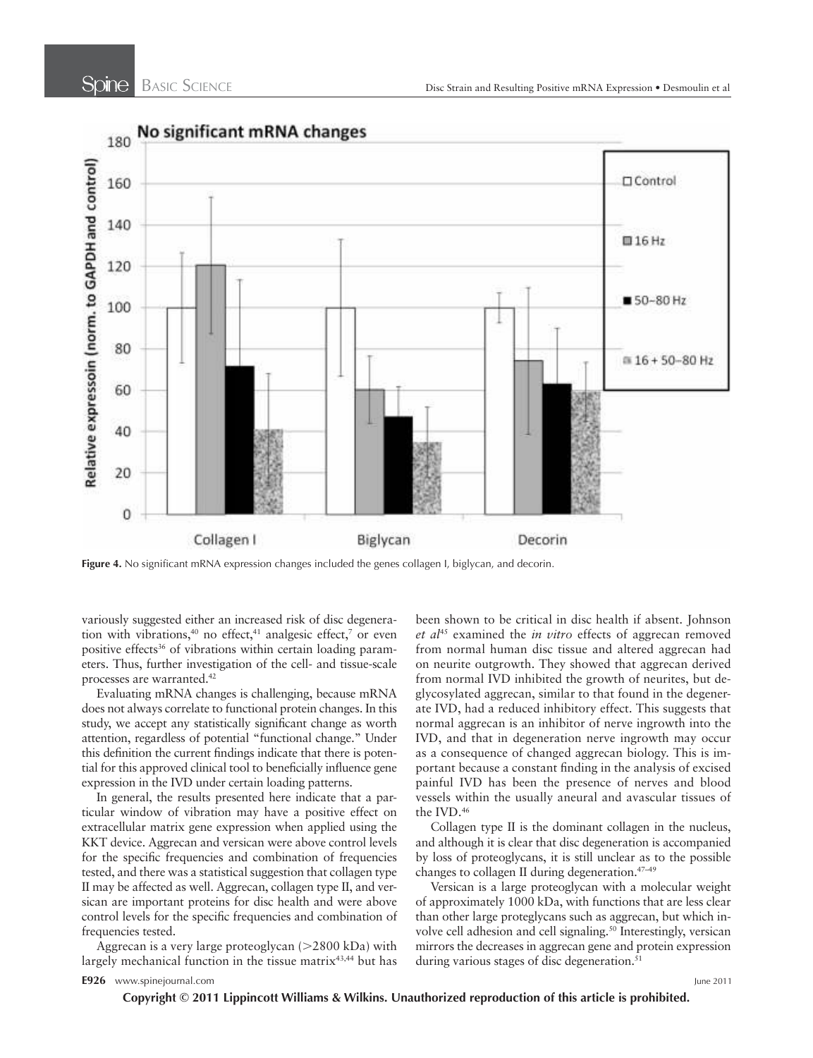**Figure 4.** No significant mRNA expression changes included the genes collagen I, biglycan, and decorin.

variously suggested either an increased risk of disc degeneration with vibrations,[40] no effect,[41] analgesic effect,[7] or even positive effects[36] of vibrations within certain loading parameters. Thus, further investigation of the cell- and tissue-scale processes are warranted.[42]

Evaluating mRNA changes is challenging, because mRNA does not always correlate to functional protein changes. In this study, we accept any statistically significant change as worth attention, regardless of potential "functional change." Under this definition the current findings indicate that there is potential for this approved clinical tool to beneficially influence gene expression in the IVD under certain loading patterns.

In general, the results presented here indicate that a particular window of vibration may have a positive effect on extracellular matrix gene expression when applied using the KKT device. Aggrecan and versican were above control levels for the specific frequencies and combination of frequencies tested, and there was a statistical suggestion that collagen type II may be affected as well. Aggrecan, collagen type II, and versican are important proteins for disc health and were above control levels for the specific frequencies and combination of frequencies tested.

Aggrecan is a very large proteoglycan (>2800 kDa) with largely mechanical function in the tissue matrix[43,44] but has been shown to be critical in disc health if absent. Johnson *et al*[45] examined the *in vitro* effects of aggrecan removed from normal human disc tissue and altered aggrecan had on neurite outgrowth. They showed that aggrecan derived from normal IVD inhibited the growth of neurites, but deglycosylated aggrecan, similar to that found in the degenerate IVD, had a reduced inhibitory effect. This suggests that normal aggrecan is an inhibitor of nerve ingrowth into the IVD, and that in degeneration nerve ingrowth may occur as a consequence of changed aggrecan biology. This is important because a constant finding in the analysis of excised painful IVD has been the presence of nerves and blood vessels within the usually aneural and avascular tissues of the IVD.[46]

Collagen type II is the dominant collagen in the nucleus, and although it is clear that disc degeneration is accompanied by loss of proteoglycans, it is still unclear as to the possible changes to collagen II during degeneration.[47–49]

Versican is a large proteoglycan with a molecular weight of approximately 1000 kDa, with functions that are less clear than other large proteglycans such as aggrecan, but which involve cell adhesion and cell signaling.[50] Interestingly, versican mirrors the decreases in aggrecan gene and protein expression during various stages of disc degeneration.[51]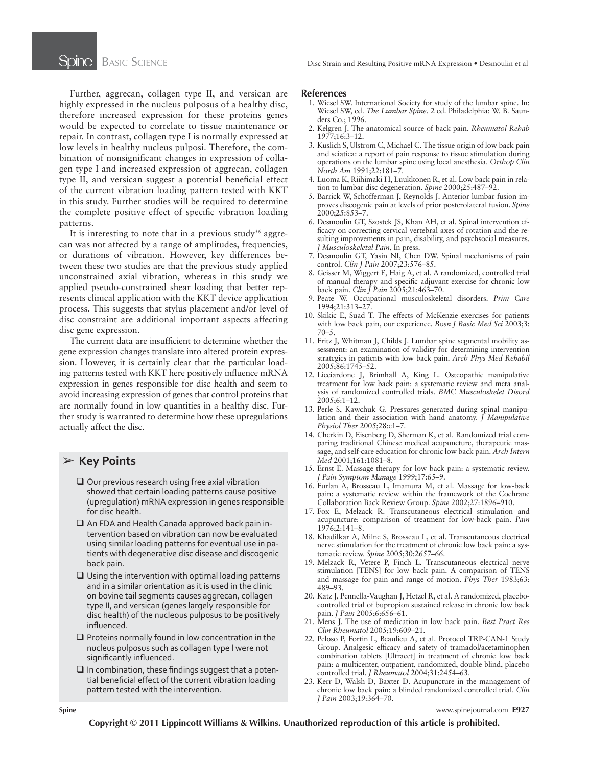Further, aggrecan, collagen type II, and versican are highly expressed in the nucleus pulposus of a healthy disc, therefore increased expression for these proteins genes would be expected to correlate to tissue maintenance or repair. In contrast, collagen type I is normally expressed at low levels in healthy nucleus pulposi. Therefore, the combination of nonsignificant changes in expression of collagen type I and increased expression of aggrecan, collagen type II, and versican suggest a potential beneficial effect of the current vibration loading pattern tested with KKT in this study. Further studies will be required to determine the complete positive effect of specific vibration loading patterns.

It is interesting to note that in a previous study[36] aggrecan was not affected by a range of amplitudes, frequencies, or durations of vibration. However, key differences between these two studies are that the previous study applied unconstrained axial vibration, whereas in this study we applied pseudo-constrained shear loading that better represents clinical application with the KKT device application process. This suggests that stylus placement and/or level of disc constraint are additional important aspects affecting disc gene expression.

The current data are insufficient to determine whether the gene expression changes translate into altered protein expression. However, it is certainly clear that the particular loading patterns tested with KKT here positively influence mRNA expression in genes responsible for disc health and seem to avoid increasing expression of genes that control proteins that are normally found in low quantities in a healthy disc. Further study is warranted to determine how these upregulations actually affect the disc.

## ➢ Key Points

- ❑ Our previous research using free axial vibration showed that certain loading patterns cause positive (upregulation) mRNA expression in genes responsible for disc health.
- ❑ An FDA and Health Canada approved back pain intervention based on vibration can now be evaluated using similar loading patterns for eventual use in patients with degenerative disc disease and discogenic back pain.
- ❑ Using the intervention with optimal loading patterns and in a similar orientation as it is used in the clinic on bovine tail segments causes aggrecan, collagen type II, and versican (genes largely responsible for disc health) of the nucleus pulposus to be positively influenced.
- ❑ Proteins normally found in low concentration in the nucleus pulposus such as collagen type I were not significantly influenced.
- ❑ In combination, these findings suggest that a potential beneficial effect of the current vibration loading pattern tested with the intervention.

## References

1. Wiesel SW. International Society for study of the lumbar spine. In: Wiesel SW, ed. *The Lumbar Spine*. 2 ed. Philadelphia: W. B. Saunders Co.; 1996.
2. Kelgren J. The anatomical source of back pain. *Rheumatol Rehab* 1977;16:3–12.
3. Kuslich S, Ulstrom C, Michael C. The tissue origin of low back pain and sciatica: a report of pain response to tissue stimulation during operations on the lumbar spine using local anesthesia. *Orthop Clin North Am* 1991;22:181–7.
4. Luoma K, Riihimaki H, Luukkonen R, et al. Low back pain in relation to lumbar disc degeneration. *Spine* 2000;25:487–92.
5. Barrick W, Schofferman J, Reynolds J. Anterior lumbar fusion improves discogenic pain at levels of prior posterolateral fusion. *Spine* 2000;25:853–7.
6. Desmoulin GT, Szostek JS, Khan AH, et al. Spinal intervention efficacy on correcting cervical vertebral axes of rotation and the resulting improvements in pain, disability, and psychsocial measures. *J Musculoskeletal Pain*, In press.
7. Desmoulin GT, Yasin NI, Chen DW. Spinal mechanisms of pain control. *Clin J Pain* 2007;23:576–85.
8. Geisser M, Wiggert E, Haig A, et al. A randomized, controlled trial of manual therapy and specific adjuvant exercise for chronic low back pain. *Clin J Pain* 2005;21:463–70.
9. Peate W. Occupational musculoskeletal disorders. *Prim Care* 1994;21:313–27.
10. Skikic E, Suad T. The effects of McKenzie exercises for patients with low back pain, our experience. *Bosn J Basic Med Sci* 2003;3:70–5.
11. Fritz J, Whitman J, Childs J. Lumbar spine segmental mobility assessment: an examination of validity for determining intervention strategies in patients with low back pain. *Arch Phys Med Rehabil* 2005;86:1745–52.
12. Licciardone J, Brimhall A, King L. Osteopathic manipulative treatment for low back pain: a systematic review and meta analysis of randomized controlled trials. *BMC Musculoskelet Disord* 2005;6:1–12.
13. Perle S, Kawchuk G. Pressures generated during spinal manipulation and their association with hand anatomy. *J Manipulative Physiol Ther* 2005;28:e1–7.
14. Cherkin D, Eisenberg D, Sherman K, et al. Randomized trial comparing traditional Chinese medical acupuncture, therapeutic massage, and self-care education for chronic low back pain. *Arch Intern Med* 2001;161:1081–8.
15. Ernst E. Massage therapy for low back pain: a systematic review. *J Pain Symptom Manage* 1999;17:65–9.
16. Furlan A, Brosseau L, Imamura M, et al. Massage for low-back pain: a systematic review within the framework of the Cochrane Collaboration Back Review Group. *Spine* 2002;27:1896–910.
17. Fox E, Melzack R. Transcutaneous electrical stimulation and acupuncture: comparison of treatment for low-back pain. *Pain* 1976;2:141–8.
18. Khadilkar A, Milne S, Brosseau L, et al. Transcutaneous electrical nerve stimulation for the treatment of chronic low back pain: a systematic review. *Spine* 2005;30:2657–66.
19. Melzack R, Vetere P, Finch L. Transcutaneous electrical nerve stimulation [TENS] for low back pain. A comparison of TENS and massage for pain and range of motion. *Phys Ther* 1983;63:489–93.
20. Katz J, Pennella-Vaughan J, Hetzel R, et al. A randomized, placebo-controlled trial of bupropion sustained release in chronic low back pain. *J Pain* 2005;6:656–61.
21. Mens J. The use of medication in low back pain. *Best Pract Res Clin Rheumatol* 2005;19:609–21.
22. Peloso P, Fortin L, Beaulieu A, et al. Protocol TRP-CAN-1 Study Group. Analgesic efficacy and safety of tramadol/acetaminophen combination tablets [Ultracet] in treatment of chronic low back pain: a multicenter, outpatient, randomized, double blind, placebo controlled trial. *J Rheumatol* 2004;31:2454–63.
23. Kerr D, Walsh D, Baxter D. Acupuncture in the management of chronic low back pain: a blinded randomized controlled trial. *Clin J Pain* 2003;19:364–70.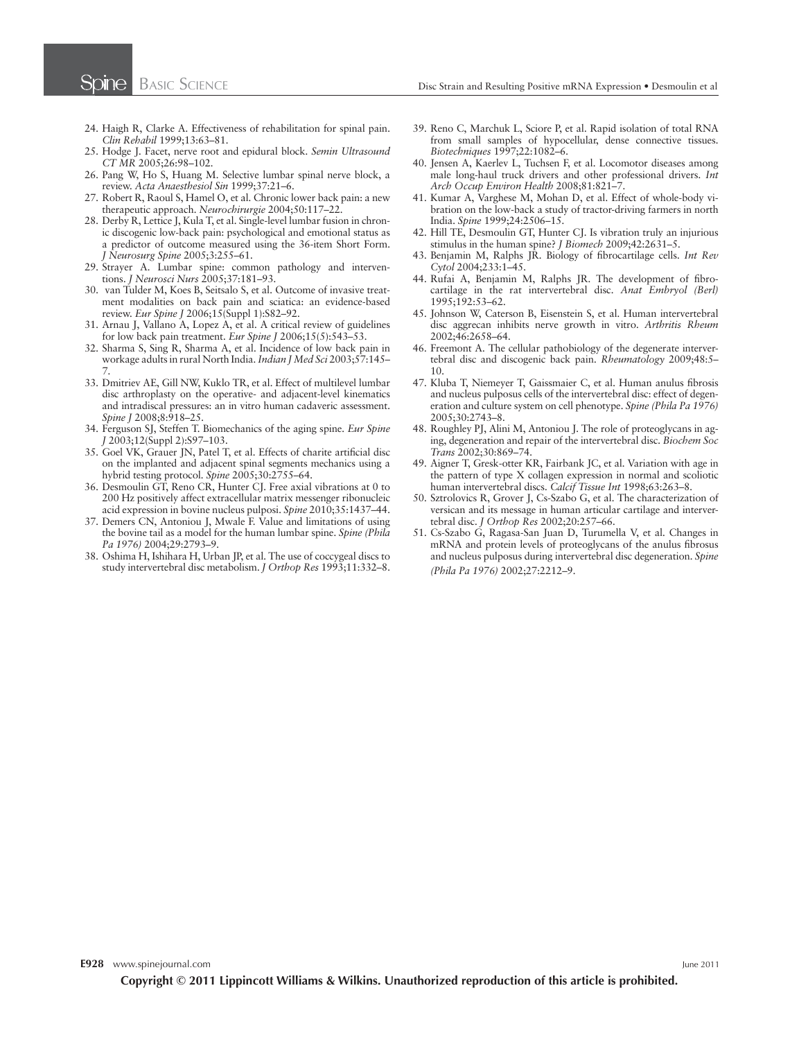24. Haigh R, Clarke A. Effectiveness of rehabilitation for spinal pain. *Clin Rehabil* 1999;13:63–81.
25. Hodge J. Facet, nerve root and epidural block. *Semin Ultrasound CT MR* 2005;26:98–102.
26. Pang W, Ho S, Huang M. Selective lumbar spinal nerve block, a review. *Acta Anaesthesiol Sin* 1999;37:21–6.
27. Robert R, Raoul S, Hamel O, et al. Chronic lower back pain: a new therapeutic approach. *Neurochirurgie* 2004;50:117–22.
28. Derby R, Lettice J, Kula T, et al. Single-level lumbar fusion in chronic discogenic low-back pain: psychological and emotional status as a predictor of outcome measured using the 36-item Short Form. *J Neurosurg Spine* 2005;3:255–61.
29. Strayer A. Lumbar spine: common pathology and interventions. *J Neurosci Nurs* 2005;37:181–93.
30. van Tulder M, Koes B, Seitsalo S, et al. Outcome of invasive treatment modalities on back pain and sciatica: an evidence-based review. *Eur Spine J* 2006;15(Suppl 1):S82–92.
31. Arnau J, Vallano A, Lopez A, et al. A critical review of guidelines for low back pain treatment. *Eur Spine J* 2006;15(5):543–53.
32. Sharma S, Sing R, Sharma A, et al. Incidence of low back pain in workage adults in rural North India. *Indian J Med Sci* 2003;57:145–7.
33. Dmitriev AE, Gill NW, Kuklo TR, et al. Effect of multilevel lumbar disc arthroplasty on the operative- and adjacent-level kinematics and intradiscal pressures: an in vitro human cadaveric assessment. *Spine J* 2008;8:918–25.
34. Ferguson SJ, Steffen T. Biomechanics of the aging spine. *Eur Spine J* 2003;12(Suppl 2):S97–103.
35. Goel VK, Grauer JN, Patel T, et al. Effects of charite artificial disc on the implanted and adjacent spinal segments mechanics using a hybrid testing protocol. *Spine* 2005;30:2755–64.
36. Desmoulin GT, Reno CR, Hunter CJ. Free axial vibrations at 0 to 200 Hz positively affect extracellular matrix messenger ribonucleic acid expression in bovine nucleus pulposi. *Spine* 2010;35:1437–44.
37. Demers CN, Antoniou J, Mwale F. Value and limitations of using the bovine tail as a model for the human lumbar spine. *Spine (Phila Pa 1976)* 2004;29:2793–9.
38. Oshima H, Ishihara H, Urban JP, et al. The use of coccygeal discs to study intervertebral disc metabolism. *J Orthop Res* 1993;11:332–8.
39. Reno C, Marchuk L, Sciore P, et al. Rapid isolation of total RNA from small samples of hypocellular, dense connective tissues. *Biotechniques* 1997;22:1082–6.
40. Jensen A, Kaerlev L, Tuchsen F, et al. Locomotor diseases among male long-haul truck drivers and other professional drivers. *Int Arch Occup Environ Health* 2008;81:821–7.
41. Kumar A, Varghese M, Mohan D, et al. Effect of whole-body vibration on the low-back a study of tractor-driving farmers in north India. *Spine* 1999;24:2506–15.
42. Hill TE, Desmoulin GT, Hunter CJ. Is vibration truly an injurious stimulus in the human spine? *J Biomech* 2009;42:2631–5.
43. Benjamin M, Ralphs JR. Biology of fibrocartilage cells. *Int Rev Cytol* 2004;233:1–45.
44. Rufai A, Benjamin M, Ralphs JR. The development of fibrocartilage in the rat intervertebral disc. *Anat Embryol (Berl)* 1995;192:53–62.
45. Johnson W, Caterson B, Eisenstein S, et al. Human intervertebral disc aggrecan inhibits nerve growth in vitro. *Arthritis Rheum* 2002;46:2658–64.
46. Freemont A. The cellular pathobiology of the degenerate intervertebral disc and discogenic back pain. *Rheumatology* 2009;48:5–10.
47. Kluba T, Niemeyer T, Gaissmaier C, et al. Human anulus fibrosis and nucleus pulposus cells of the intervertebral disc: effect of degeneration and culture system on cell phenotype. *Spine (Phila Pa 1976)* 2005;30:2743–8.
48. Roughley PJ, Alini M, Antoniou J. The role of proteoglycans in aging, degeneration and repair of the intervertebral disc. *Biochem Soc Trans* 2002;30:869–74.
49. Aigner T, Gresk-otter KR, Fairbank JC, et al. Variation with age in the pattern of type X collagen expression in normal and scoliotic human intervertebral discs. *Calcif Tissue Int* 1998;63:263–8.
50. Sztrolovics R, Grover J, Cs-Szabo G, et al. The characterization of versican and its message in human articular cartilage and intervertebral disc. *J Orthop Res* 2002;20:257–66.
51. Cs-Szabo G, Ragasa-San Juan D, Turumella V, et al. Changes in mRNA and protein levels of proteoglycans of the anulus fibrosus and nucleus pulposus during intervertebral disc degeneration. *Spine (Phila Pa 1976)* 2002;27:2212–9.

**Copyright © 2011 Lippincott Williams & Wilkins. Unauthorized reproduction of this article is prohibited.**